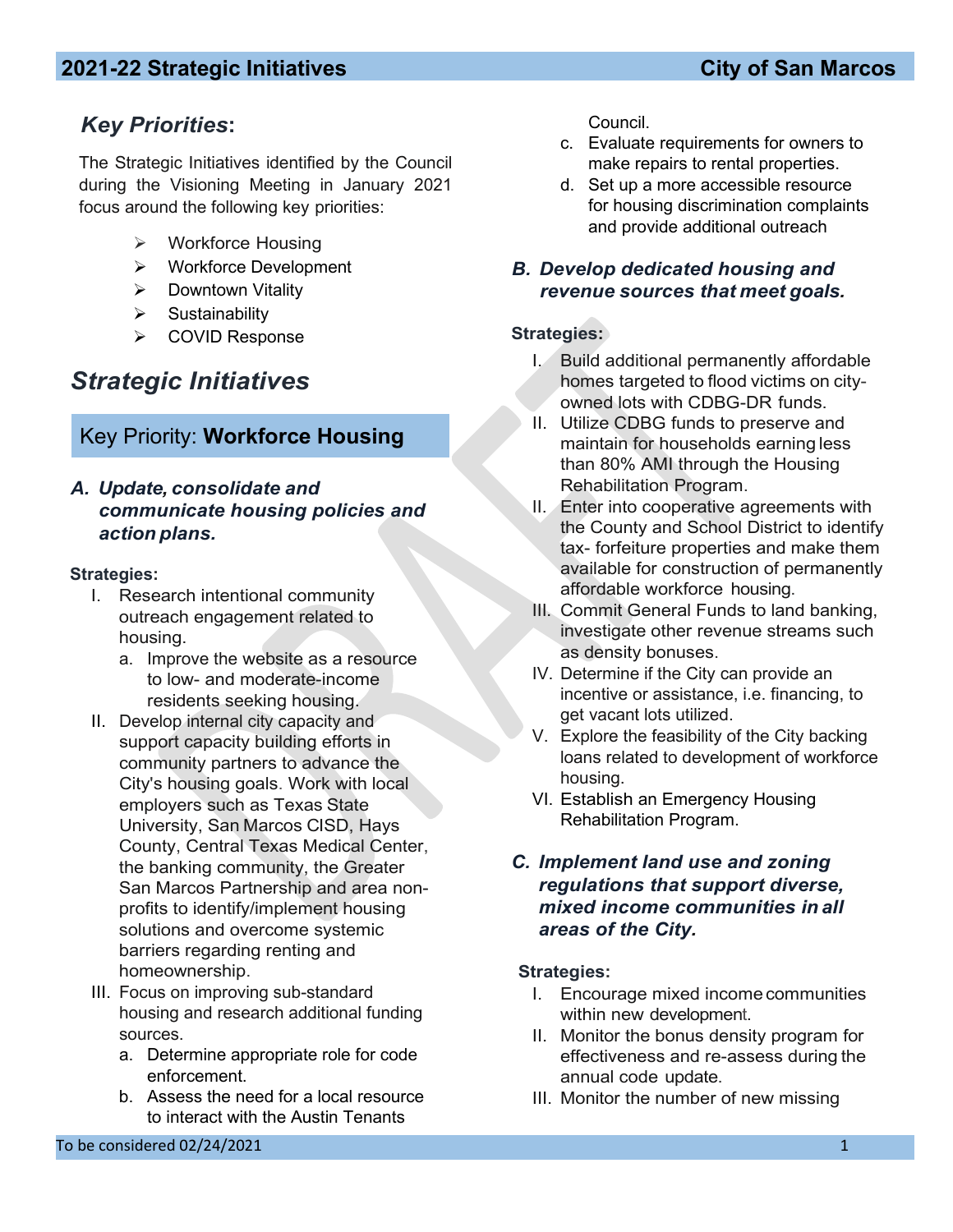## *Key Priorities*:

The Strategic Initiatives identified by the Council during the Visioning Meeting in January 2021 focus around the following key priorities:

- Workforce Housing
- Workforce Development
- Downtown Vitality
- Sustainability
- COVID Response

# *Strategic Initiatives*

## Key Priority: **Workforce Housing**

### *A. Update, consolidate and communicate housing policies and action plans.*

**Strategies:**

I. Research intentional community outreach engagement related to housing.
   a. Improve the website as a resource to low- and moderate-income residents seeking housing.

II. Develop internal city capacity and support capacity building efforts in community partners to advance the City's housing goals. Work with local employers such as Texas State University, San Marcos CISD, Hays County, Central Texas Medical Center, the banking community, the Greater San Marcos Partnership and area non-profits to identify/implement housing solutions and overcome systemic barriers regarding renting and homeownership.

III. Focus on improving sub-standard housing and research additional funding sources.
   a. Determine appropriate role for code enforcement.
   b. Assess the need for a local resource to interact with the Austin Tenants Council.
   c. Evaluate requirements for owners to make repairs to rental properties.
   d. Set up a more accessible resource for housing discrimination complaints and provide additional outreach

### *B. Develop dedicated housing and revenue sources that meet goals.*

**Strategies:**

I. Build additional permanently affordable homes targeted to flood victims on city-owned lots with CDBG-DR funds.

II. Utilize CDBG funds to preserve and maintain for households earning less than 80% AMI through the Housing Rehabilitation Program.

II. Enter into cooperative agreements with the County and School District to identify tax- forfeiture properties and make them available for construction of permanently affordable workforce housing.

III. Commit General Funds to land banking, investigate other revenue streams such as density bonuses.

IV. Determine if the City can provide an incentive or assistance, i.e. financing, to get vacant lots utilized.

V. Explore the feasibility of the City backing loans related to development of workforce housing.

VI. Establish an Emergency Housing Rehabilitation Program.

### *C. Implement land use and zoning regulations that support diverse, mixed income communities in all areas of the City.*

**Strategies:**

I. Encourage mixed income communities within new development.

II. Monitor the bonus density program for effectiveness and re-assess during the annual code update.

III. Monitor the number of new missing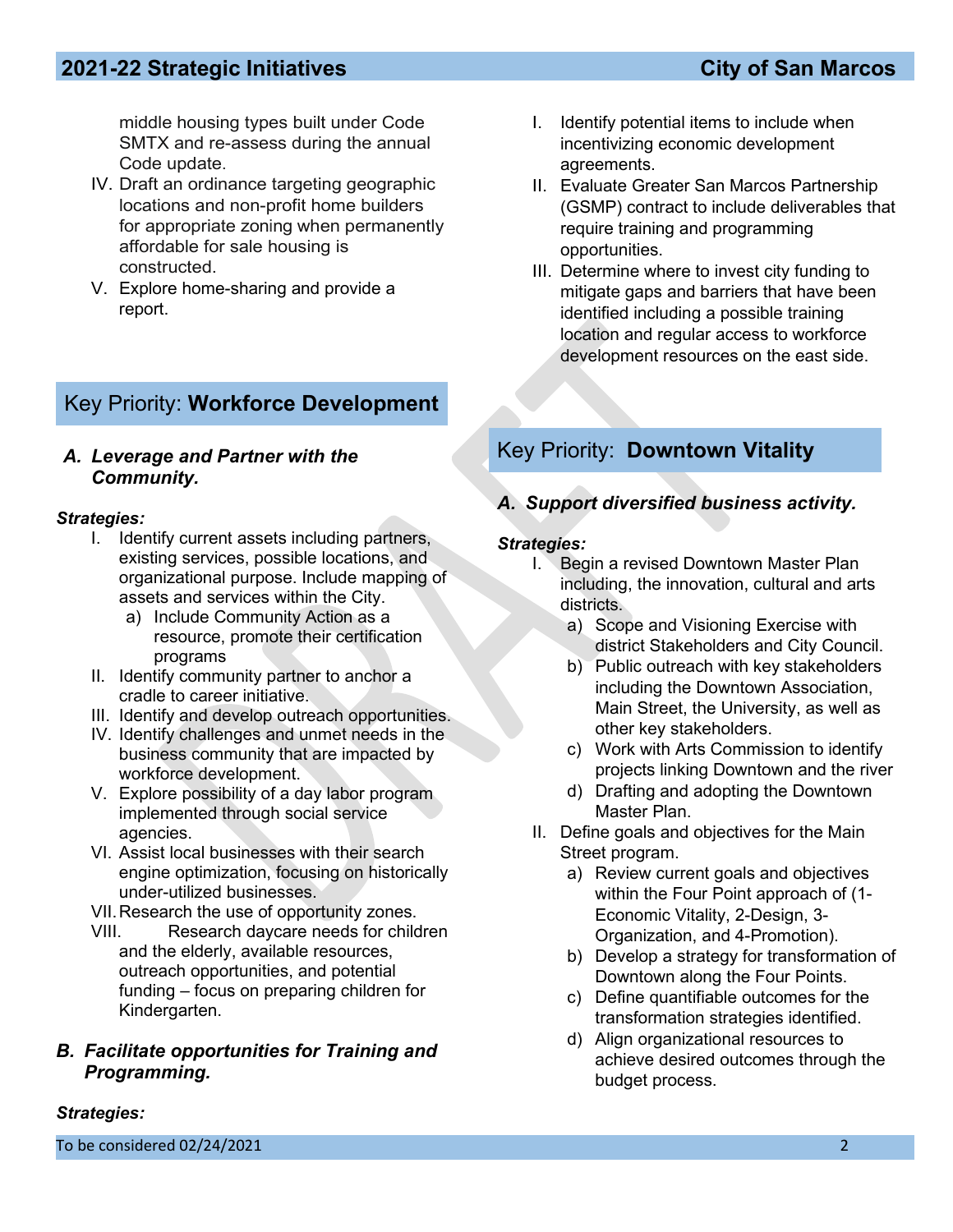middle housing types built under Code SMTX and re-assess during the annual Code update.

IV. Draft an ordinance targeting geographic locations and non-profit home builders for appropriate zoning when permanently affordable for sale housing is constructed.

V. Explore home-sharing and provide a report.

## Key Priority: **Workforce Development**

### *A. Leverage and Partner with the Community.*

***Strategies:***

I. Identify current assets including partners, existing services, possible locations, and organizational purpose. Include mapping of assets and services within the City.
   a) Include Community Action as a resource, promote their certification programs

II. Identify community partner to anchor a cradle to career initiative.

III. Identify and develop outreach opportunities.

IV. Identify challenges and unmet needs in the business community that are impacted by workforce development.

V. Explore possibility of a day labor program implemented through social service agencies.

VI. Assist local businesses with their search engine optimization, focusing on historically under-utilized businesses.

VII. Research the use of opportunity zones.

VIII. Research daycare needs for children and the elderly, available resources, outreach opportunities, and potential funding – focus on preparing children for Kindergarten.

### *B. Facilitate opportunities for Training and Programming.*

***Strategies:***

I. Identify potential items to include when incentivizing economic development agreements.

II. Evaluate Greater San Marcos Partnership (GSMP) contract to include deliverables that require training and programming opportunities.

III. Determine where to invest city funding to mitigate gaps and barriers that have been identified including a possible training location and regular access to workforce development resources on the east side.

## Key Priority: **Downtown Vitality**

### *A. Support diversified business activity.*

***Strategies:***

I. Begin a revised Downtown Master Plan including, the innovation, cultural and arts districts.
   a) Scope and Visioning Exercise with district Stakeholders and City Council.
   b) Public outreach with key stakeholders including the Downtown Association, Main Street, the University, as well as other key stakeholders.
   c) Work with Arts Commission to identify projects linking Downtown and the river
   d) Drafting and adopting the Downtown Master Plan.

II. Define goals and objectives for the Main Street program.
   a) Review current goals and objectives within the Four Point approach of (1-Economic Vitality, 2-Design, 3-Organization, and 4-Promotion).
   b) Develop a strategy for transformation of Downtown along the Four Points.
   c) Define quantifiable outcomes for the transformation strategies identified.
   d) Align organizational resources to achieve desired outcomes through the budget process.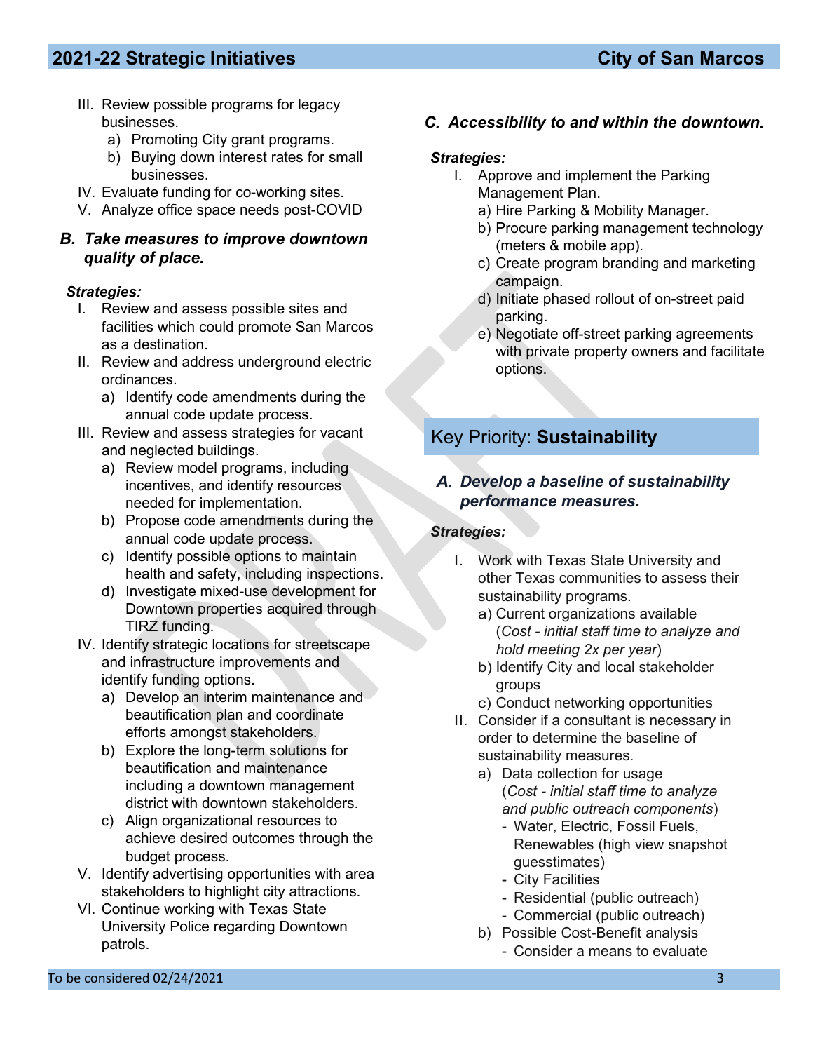III. Review possible programs for legacy businesses.
   a) Promoting City grant programs.
   b) Buying down interest rates for small businesses.

IV. Evaluate funding for co-working sites.

V. Analyze office space needs post-COVID

### *B. Take measures to improve downtown quality of place.*

***Strategies:***

I. Review and assess possible sites and facilities which could promote San Marcos as a destination.

II. Review and address underground electric ordinances.
   a) Identify code amendments during the annual code update process.

III. Review and assess strategies for vacant and neglected buildings.
   a) Review model programs, including incentives, and identify resources needed for implementation.
   b) Propose code amendments during the annual code update process.
   c) Identify possible options to maintain health and safety, including inspections.
   d) Investigate mixed-use development for Downtown properties acquired through TIRZ funding.

IV. Identify strategic locations for streetscape and infrastructure improvements and identify funding options.
   a) Develop an interim maintenance and beautification plan and coordinate efforts amongst stakeholders.
   b) Explore the long-term solutions for beautification and maintenance including a downtown management district with downtown stakeholders.
   c) Align organizational resources to achieve desired outcomes through the budget process.

V. Identify advertising opportunities with area stakeholders to highlight city attractions.

VI. Continue working with Texas State University Police regarding Downtown patrols.

### *C. Accessibility to and within the downtown.*

***Strategies:***

I. Approve and implement the Parking Management Plan.
   a) Hire Parking & Mobility Manager.
   b) Procure parking management technology (meters & mobile app).
   c) Create program branding and marketing campaign.
   d) Initiate phased rollout of on-street paid parking.
   e) Negotiate off-street parking agreements with private property owners and facilitate options.

## Key Priority: **Sustainability**

### *A. Develop a baseline of sustainability performance measures.*

***Strategies:***

I. Work with Texas State University and other Texas communities to assess their sustainability programs.
   a) Current organizations available (*Cost - initial staff time to analyze and hold meeting 2x per year*)
   b) Identify City and local stakeholder groups
   c) Conduct networking opportunities

II. Consider if a consultant is necessary in order to determine the baseline of sustainability measures.
   a) Data collection for usage (*Cost - initial staff time to analyze and public outreach components*)
      - Water, Electric, Fossil Fuels, Renewables (high view snapshot guesstimates)
      - City Facilities
      - Residential (public outreach)
      - Commercial (public outreach)
   b) Possible Cost-Benefit analysis
      - Consider a means to evaluate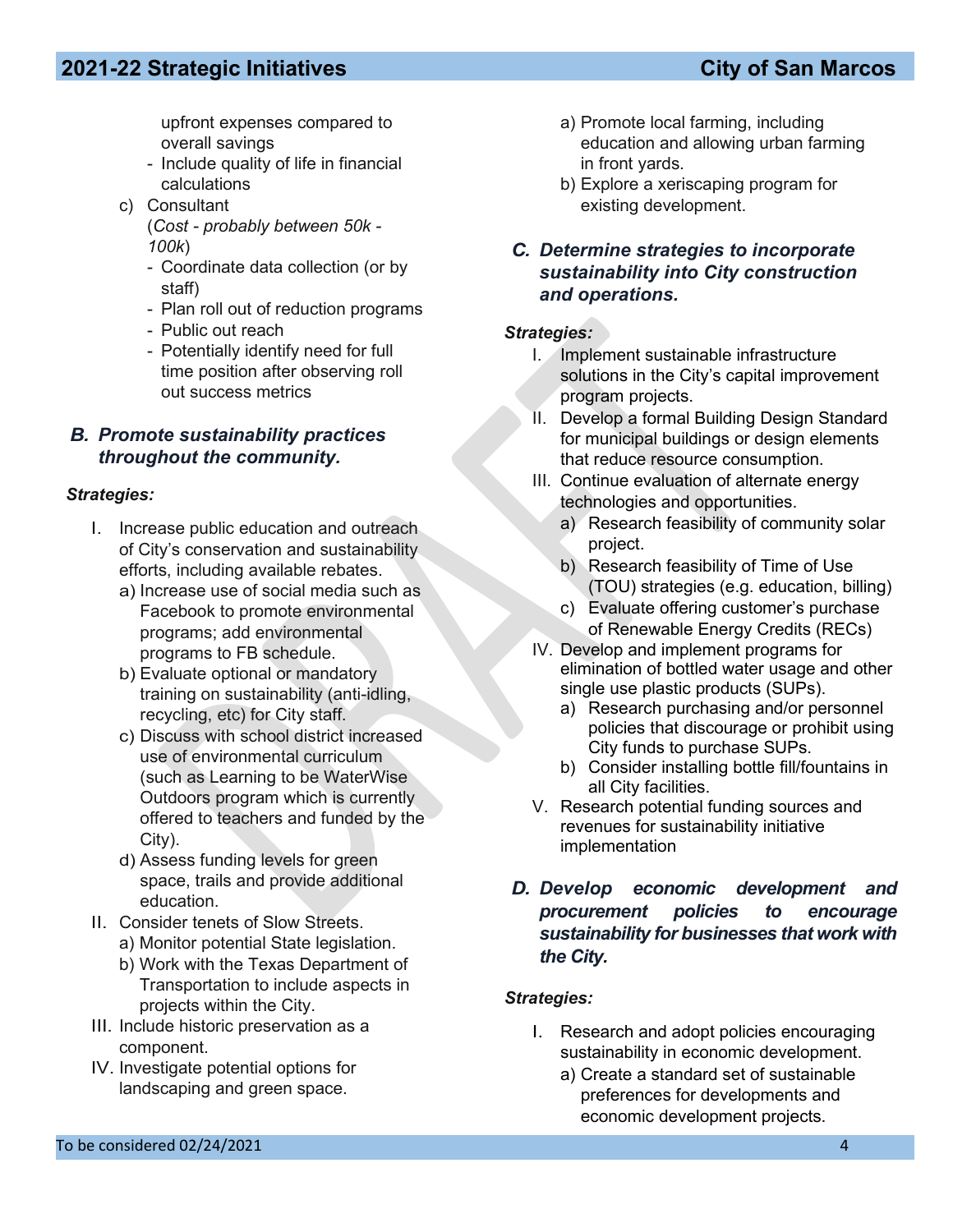upfront expenses compared to overall savings
    - Include quality of life in financial calculations
  - c) Consultant (*Cost - probably between 50k - 100k*)
    - Coordinate data collection (or by staff)
    - Plan roll out of reduction programs
    - Public out reach
    - Potentially identify need for full time position after observing roll out success metrics

### *B. Promote sustainability practices throughout the community.*

***Strategies:***

- I. Increase public education and outreach of City's conservation and sustainability efforts, including available rebates.
  - a) Increase use of social media such as Facebook to promote environmental programs; add environmental programs to FB schedule.
  - b) Evaluate optional or mandatory training on sustainability (anti-idling, recycling, etc) for City staff.
  - c) Discuss with school district increased use of environmental curriculum (such as Learning to be WaterWise Outdoors program which is currently offered to teachers and funded by the City).
  - d) Assess funding levels for green space, trails and provide additional education.
- II. Consider tenets of Slow Streets.
  - a) Monitor potential State legislation.
  - b) Work with the Texas Department of Transportation to include aspects in projects within the City.
- III. Include historic preservation as a component.
- IV. Investigate potential options for landscaping and green space.
  - a) Promote local farming, including education and allowing urban farming in front yards.
  - b) Explore a xeriscaping program for existing development.

### *C. Determine strategies to incorporate sustainability into City construction and operations.*

***Strategies:***

- I. Implement sustainable infrastructure solutions in the City's capital improvement program projects.
- II. Develop a formal Building Design Standard for municipal buildings or design elements that reduce resource consumption.
- III. Continue evaluation of alternate energy technologies and opportunities.
  - a) Research feasibility of community solar project.
  - b) Research feasibility of Time of Use (TOU) strategies (e.g. education, billing)
  - c) Evaluate offering customer's purchase of Renewable Energy Credits (RECs)
- IV. Develop and implement programs for elimination of bottled water usage and other single use plastic products (SUPs).
  - a) Research purchasing and/or personnel policies that discourage or prohibit using City funds to purchase SUPs.
  - b) Consider installing bottle fill/fountains in all City facilities.
- V. Research potential funding sources and revenues for sustainability initiative implementation

### *D. Develop economic development and procurement policies to encourage sustainability for businesses that work with the City.*

***Strategies:***

- I. Research and adopt policies encouraging sustainability in economic development.
  - a) Create a standard set of sustainable preferences for developments and economic development projects.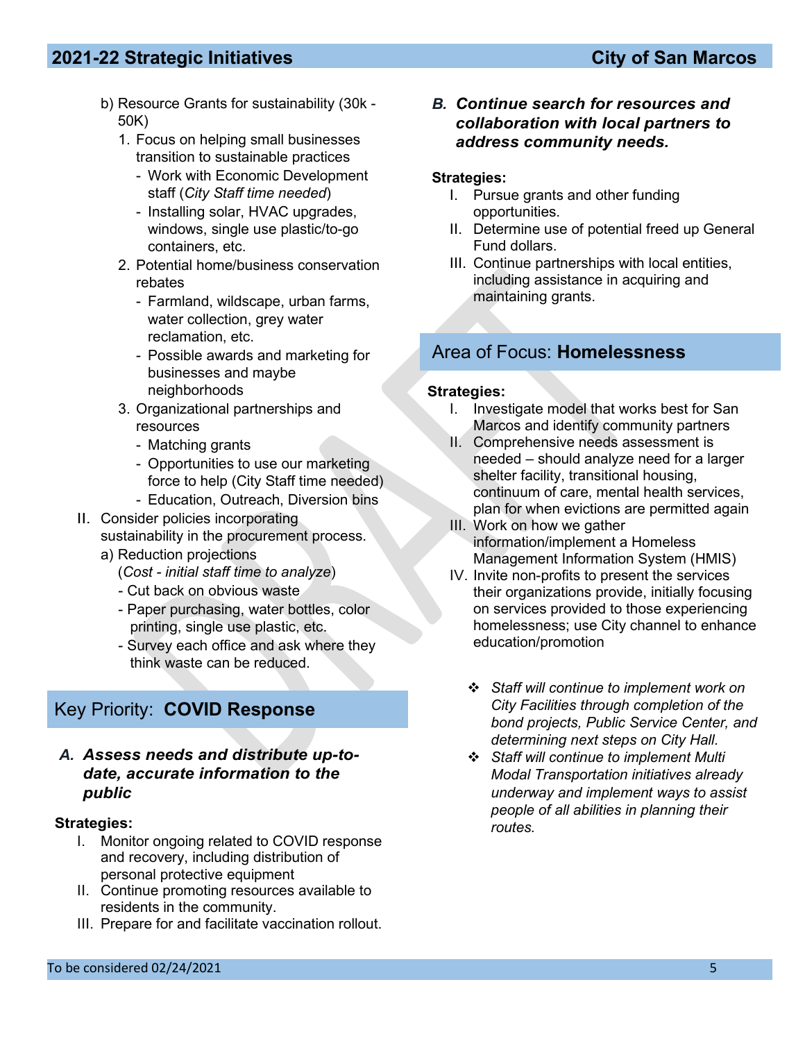b) Resource Grants for sustainability (30k - 50K)

1. Focus on helping small businesses transition to sustainable practices
   - Work with Economic Development staff (*City Staff time needed*)
   - Installing solar, HVAC upgrades, windows, single use plastic/to-go containers, etc.
2. Potential home/business conservation rebates
   - Farmland, wildscape, urban farms, water collection, grey water reclamation, etc.
   - Possible awards and marketing for businesses and maybe neighborhoods
3. Organizational partnerships and resources
   - Matching grants
   - Opportunities to use our marketing force to help (City Staff time needed)
   - Education, Outreach, Diversion bins

II. Consider policies incorporating sustainability in the procurement process.

a) Reduction projections (*Cost - initial staff time to analyze*)
- Cut back on obvious waste
- Paper purchasing, water bottles, color printing, single use plastic, etc.
- Survey each office and ask where they think waste can be reduced.

## Key Priority: **COVID Response**

### *A. Assess needs and distribute up-to-date, accurate information to the public*

**Strategies:**

I. Monitor ongoing related to COVID response and recovery, including distribution of personal protective equipment
II. Continue promoting resources available to residents in the community.
III. Prepare for and facilitate vaccination rollout.

### *B. Continue search for resources and collaboration with local partners to address community needs.*

**Strategies:**

I. Pursue grants and other funding opportunities.
II. Determine use of potential freed up General Fund dollars.
III. Continue partnerships with local entities, including assistance in acquiring and maintaining grants.

## Area of Focus: **Homelessness**

**Strategies:**

I. Investigate model that works best for San Marcos and identify community partners
II. Comprehensive needs assessment is needed – should analyze need for a larger shelter facility, transitional housing, continuum of care, mental health services, plan for when evictions are permitted again
III. Work on how we gather information/implement a Homeless Management Information System (HMIS)
IV. Invite non-profits to present the services their organizations provide, initially focusing on services provided to those experiencing homelessness; use City channel to enhance education/promotion

- *Staff will continue to implement work on City Facilities through completion of the bond projects, Public Service Center, and determining next steps on City Hall.*
- *Staff will continue to implement Multi Modal Transportation initiatives already underway and implement ways to assist people of all abilities in planning their routes.*